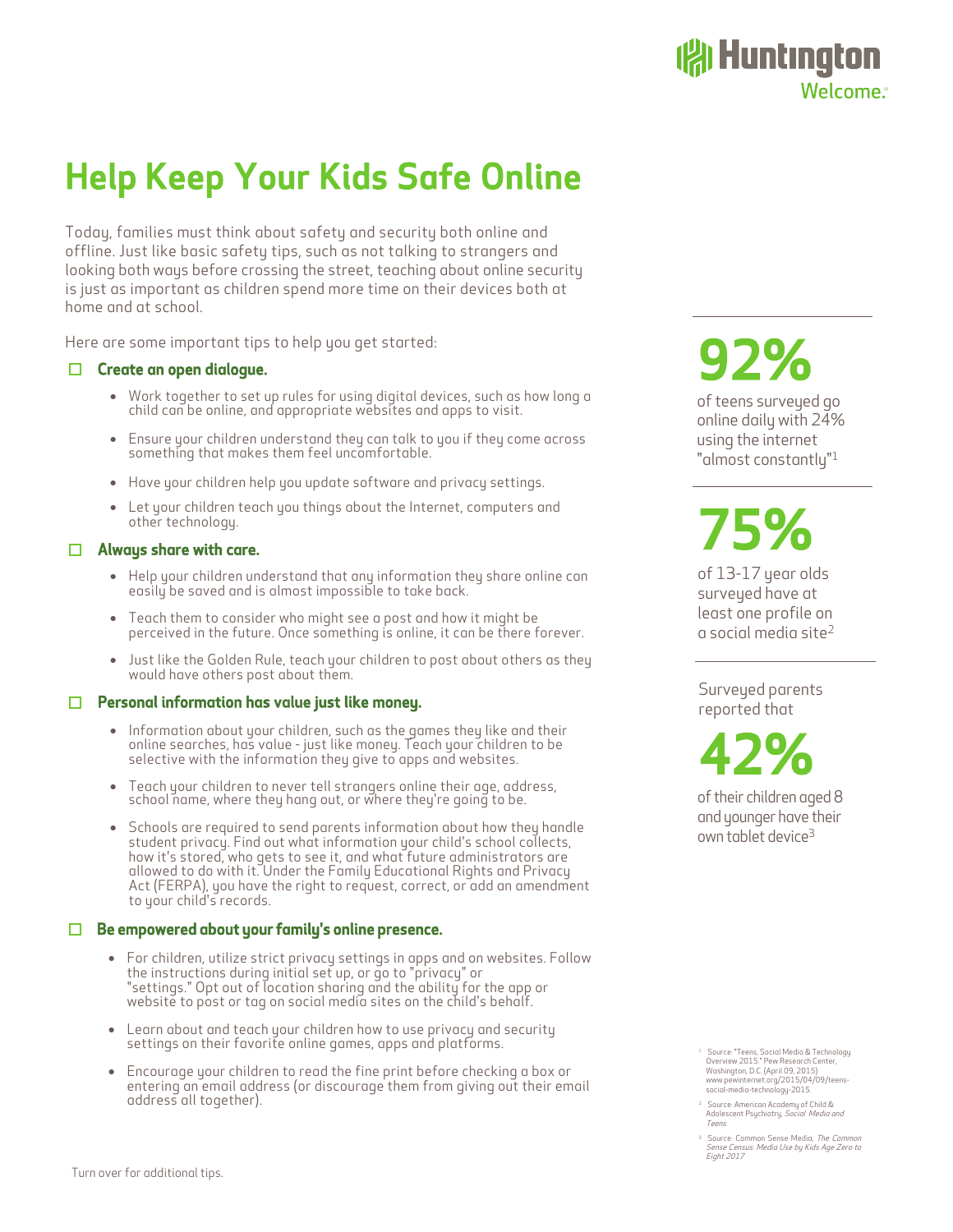Huntington
Welcome.

# Help Keep Your Kids Safe Online

Today, families must think about safety and security both online and offline. Just like basic safety tips, such as not talking to strangers and looking both ways before crossing the street, teaching about online security is just as important as children spend more time on their devices both at home and at school.

Here are some important tips to help you get started:

## ☐ Create an open dialogue.

- Work together to set up rules for using digital devices, such as how long a child can be online, and appropriate websites and apps to visit.
- Ensure your children understand they can talk to you if they come across something that makes them feel uncomfortable.
- Have your children help you update software and privacy settings.
- Let your children teach you things about the Internet, computers and other technology.

## ☐ Always share with care.

- Help your children understand that any information they share online can easily be saved and is almost impossible to take back.
- Teach them to consider who might see a post and how it might be perceived in the future. Once something is online, it can be there forever.
- Just like the Golden Rule, teach your children to post about others as they would have others post about them.

## ☐ Personal information has value just like money.

- Information about your children, such as the games they like and their online searches, has value - just like money. Teach your children to be selective with the information they give to apps and websites.
- Teach your children to never tell strangers online their age, address, school name, where they hang out, or where they're going to be.
- Schools are required to send parents information about how they handle student privacy. Find out what information your child's school collects, how it's stored, who gets to see it, and what future administrators are allowed to do with it. Under the Family Educational Rights and Privacy Act (FERPA), you have the right to request, correct, or add an amendment to your child's records.

## ☐ Be empowered about your family's online presence.

- For children, utilize strict privacy settings in apps and on websites. Follow the instructions during initial set up, or go to "privacy" or "settings." Opt out of location sharing and the ability for the app or website to post or tag on social media sites on the child's behalf.
- Learn about and teach your children how to use privacy and security settings on their favorite online games, apps and platforms.
- Encourage your children to read the fine print before checking a box or entering an email address (or discourage them from giving out their email address all together).

**92%**

of teens surveyed go online daily with 24% using the internet "almost constantly"[1]

**75%**

of 13-17 year olds surveyed have at least one profile on a social media site[2]

Surveyed parents reported that

**42%**

of their children aged 8 and younger have their own tablet device[3]

[1] Source: "Teens, Social Media & Technology Overview 2015." Pew Research Center, Washington, D.C (April 09, 2015) www.pewinternet.org/2015/04/09/teens-social-media-technology-2015.

[2] Source: American Academy of Child & Adolescent Psychiatry, *Social Media and Teens*

[3] Source: Common Sense Media, *The Common Sense Census: Media Use by Kids Age Zero to Eight 2017*

Turn over for additional tips.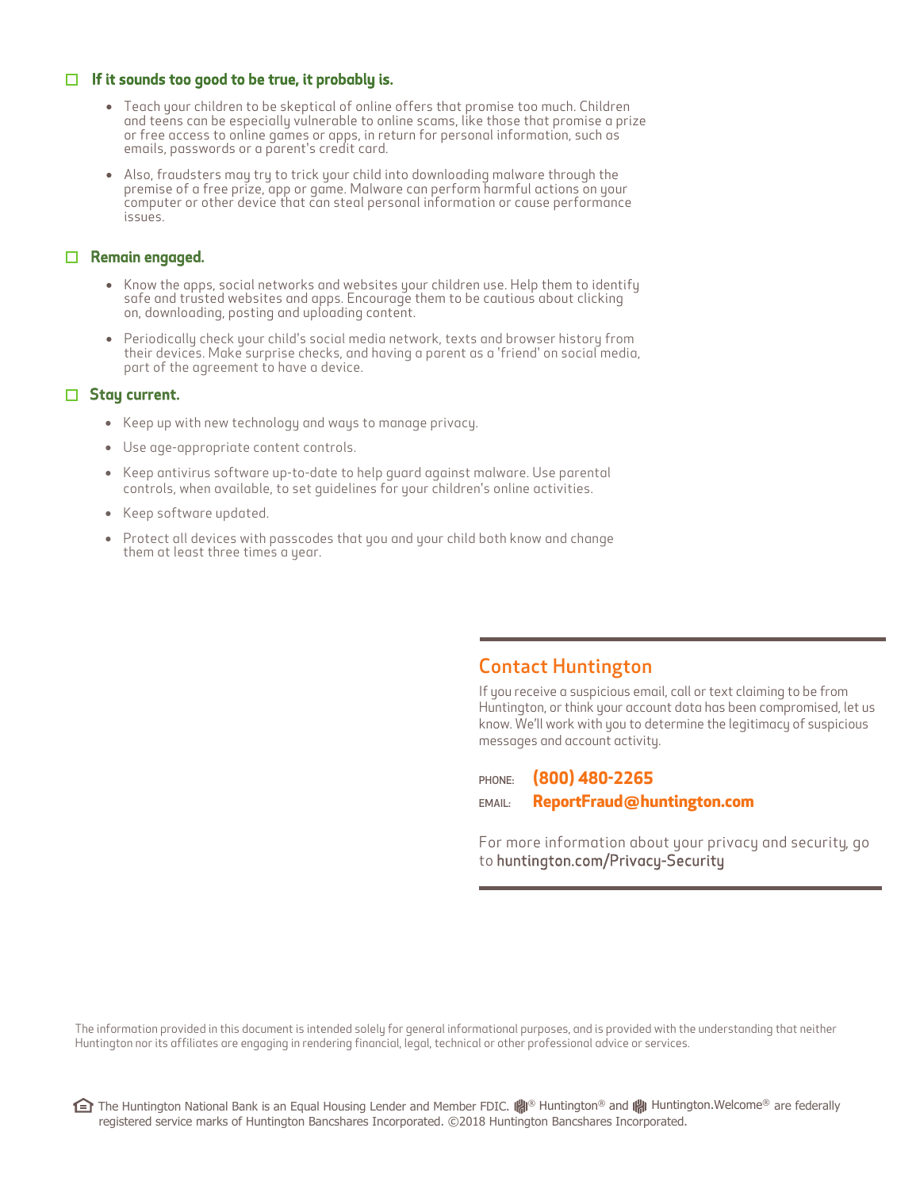## ☐ If it sounds too good to be true, it probably is.

- Teach your children to be skeptical of online offers that promise too much. Children and teens can be especially vulnerable to online scams, like those that promise a prize or free access to online games or apps, in return for personal information, such as emails, passwords or a parent's credit card.
- Also, fraudsters may try to trick your child into downloading malware through the premise of a free prize, app or game. Malware can perform harmful actions on your computer or other device that can steal personal information or cause performance issues.

## ☐ Remain engaged.

- Know the apps, social networks and websites your children use. Help them to identify safe and trusted websites and apps. Encourage them to be cautious about clicking on, downloading, posting and uploading content.
- Periodically check your child's social media network, texts and browser history from their devices. Make surprise checks, and having a parent as a 'friend' on social media, part of the agreement to have a device.

## ☐ Stay current.

- Keep up with new technology and ways to manage privacy.
- Use age-appropriate content controls.
- Keep antivirus software up-to-date to help guard against malware. Use parental controls, when available, to set guidelines for your children's online activities.
- Keep software updated.
- Protect all devices with passcodes that you and your child both know and change them at least three times a year.

## Contact Huntington

If you receive a suspicious email, call or text claiming to be from Huntington, or think your account data has been compromised, let us know. We'll work with you to determine the legitimacy of suspicious messages and account activity.

PHONE: **(800) 480-2265**

EMAIL: **ReportFraud@huntington.com**

For more information about your privacy and security, go to huntington.com/Privacy-Security

The information provided in this document is intended solely for general informational purposes, and is provided with the understanding that neither Huntington nor its affiliates are engaging in rendering financial, legal, technical or other professional advice or services.

The Huntington National Bank is an Equal Housing Lender and Member FDIC. ® Huntington® and Huntington.Welcome® are federally registered service marks of Huntington Bancshares Incorporated. ©2018 Huntington Bancshares Incorporated.